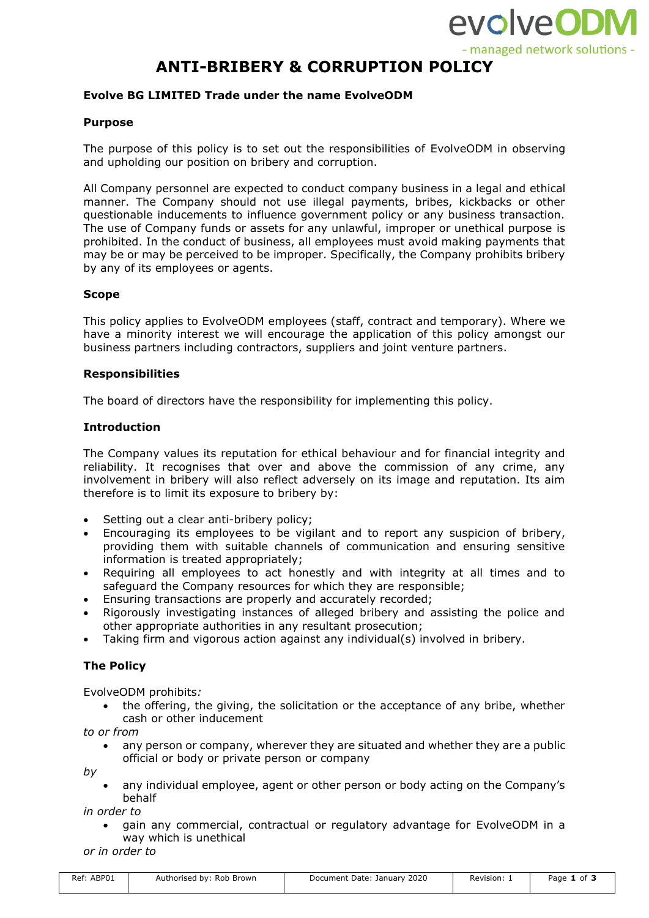# ANTI-BRIBERY & CORRUPTION POLICY

**Evolve BG LIMITED Trade under the name EvolveODM**

**Purpose**

The purpose of this policy is to set out the responsibilities of EvolveODM in observing and upholding our position on bribery and corruption.

All Company personnel are expected to conduct company business in a legal and ethical manner. The Company should not use illegal payments, bribes, kickbacks or other questionable inducements to influence government policy or any business transaction. The use of Company funds or assets for any unlawful, improper or unethical purpose is prohibited. In the conduct of business, all employees must avoid making payments that may be or may be perceived to be improper. Specifically, the Company prohibits bribery by any of its employees or agents.

**Scope**

This policy applies to EvolveODM employees (staff, contract and temporary). Where we have a minority interest we will encourage the application of this policy amongst our business partners including contractors, suppliers and joint venture partners.

**Responsibilities**

The board of directors have the responsibility for implementing this policy.

**Introduction**

The Company values its reputation for ethical behaviour and for financial integrity and reliability. It recognises that over and above the commission of any crime, any involvement in bribery will also reflect adversely on its image and reputation. Its aim therefore is to limit its exposure to bribery by:

- Setting out a clear anti-bribery policy;
- Encouraging its employees to be vigilant and to report any suspicion of bribery, providing them with suitable channels of communication and ensuring sensitive information is treated appropriately;
- Requiring all employees to act honestly and with integrity at all times and to safeguard the Company resources for which they are responsible;
- Ensuring transactions are properly and accurately recorded;
- Rigorously investigating instances of alleged bribery and assisting the police and other appropriate authorities in any resultant prosecution;
- Taking firm and vigorous action against any individual(s) involved in bribery.

**The Policy**

EvolveODM prohibits*:*

- the offering, the giving, the solicitation or the acceptance of any bribe, whether cash or other inducement

*to or from*

- any person or company, wherever they are situated and whether they are a public official or body or private person or company

*by*

- any individual employee, agent or other person or body acting on the Company's behalf

*in order to*

- gain any commercial, contractual or regulatory advantage for EvolveODM in a way which is unethical

*or in order to*

| Ref: ABP01 | Authorised by: Rob Brown | Document Date: January 2020 | Revision: 1 |
|---|---|---|---|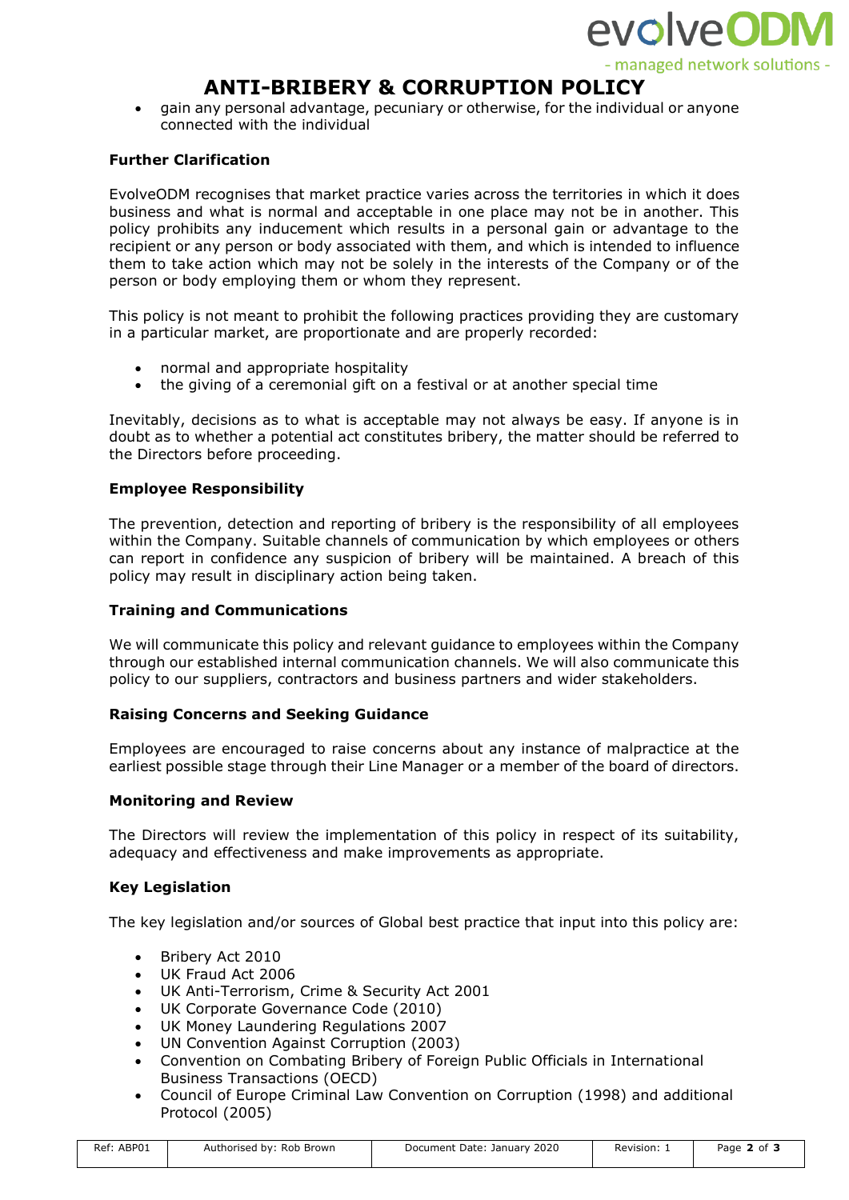- gain any personal advantage, pecuniary or otherwise, for the individual or anyone connected with the individual

**Further Clarification**

EvolveODM recognises that market practice varies across the territories in which it does business and what is normal and acceptable in one place may not be in another. This policy prohibits any inducement which results in a personal gain or advantage to the recipient or any person or body associated with them, and which is intended to influence them to take action which may not be solely in the interests of the Company or of the person or body employing them or whom they represent.

This policy is not meant to prohibit the following practices providing they are customary in a particular market, are proportionate and are properly recorded:

- normal and appropriate hospitality
- the giving of a ceremonial gift on a festival or at another special time

Inevitably, decisions as to what is acceptable may not always be easy. If anyone is in doubt as to whether a potential act constitutes bribery, the matter should be referred to the Directors before proceeding.

**Employee Responsibility**

The prevention, detection and reporting of bribery is the responsibility of all employees within the Company. Suitable channels of communication by which employees or others can report in confidence any suspicion of bribery will be maintained. A breach of this policy may result in disciplinary action being taken.

**Training and Communications**

We will communicate this policy and relevant guidance to employees within the Company through our established internal communication channels. We will also communicate this policy to our suppliers, contractors and business partners and wider stakeholders.

**Raising Concerns and Seeking Guidance**

Employees are encouraged to raise concerns about any instance of malpractice at the earliest possible stage through their Line Manager or a member of the board of directors.

**Monitoring and Review**

The Directors will review the implementation of this policy in respect of its suitability, adequacy and effectiveness and make improvements as appropriate.

**Key Legislation**

The key legislation and/or sources of Global best practice that input into this policy are:

- Bribery Act 2010
- UK Fraud Act 2006
- UK Anti-Terrorism, Crime & Security Act 2001
- UK Corporate Governance Code (2010)
- UK Money Laundering Regulations 2007
- UN Convention Against Corruption (2003)
- Convention on Combating Bribery of Foreign Public Officials in International Business Transactions (OECD)
- Council of Europe Criminal Law Convention on Corruption (1998) and additional Protocol (2005)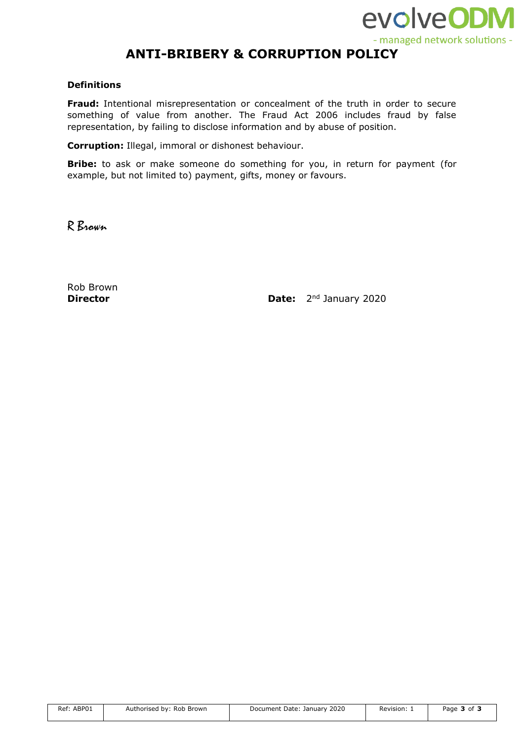# ANTI-BRIBERY & CORRUPTION POLICY

**Definitions**

**Fraud:** Intentional misrepresentation or concealment of the truth in order to secure something of value from another. The Fraud Act 2006 includes fraud by false representation, by failing to disclose information and by abuse of position.

**Corruption:** Illegal, immoral or dishonest behaviour.

**Bribe:** to ask or make someone do something for you, in return for payment (for example, but not limited to) payment, gifts, money or favours.

*R Brown*

Rob Brown
**Director**

**Date:** 2nd January 2020